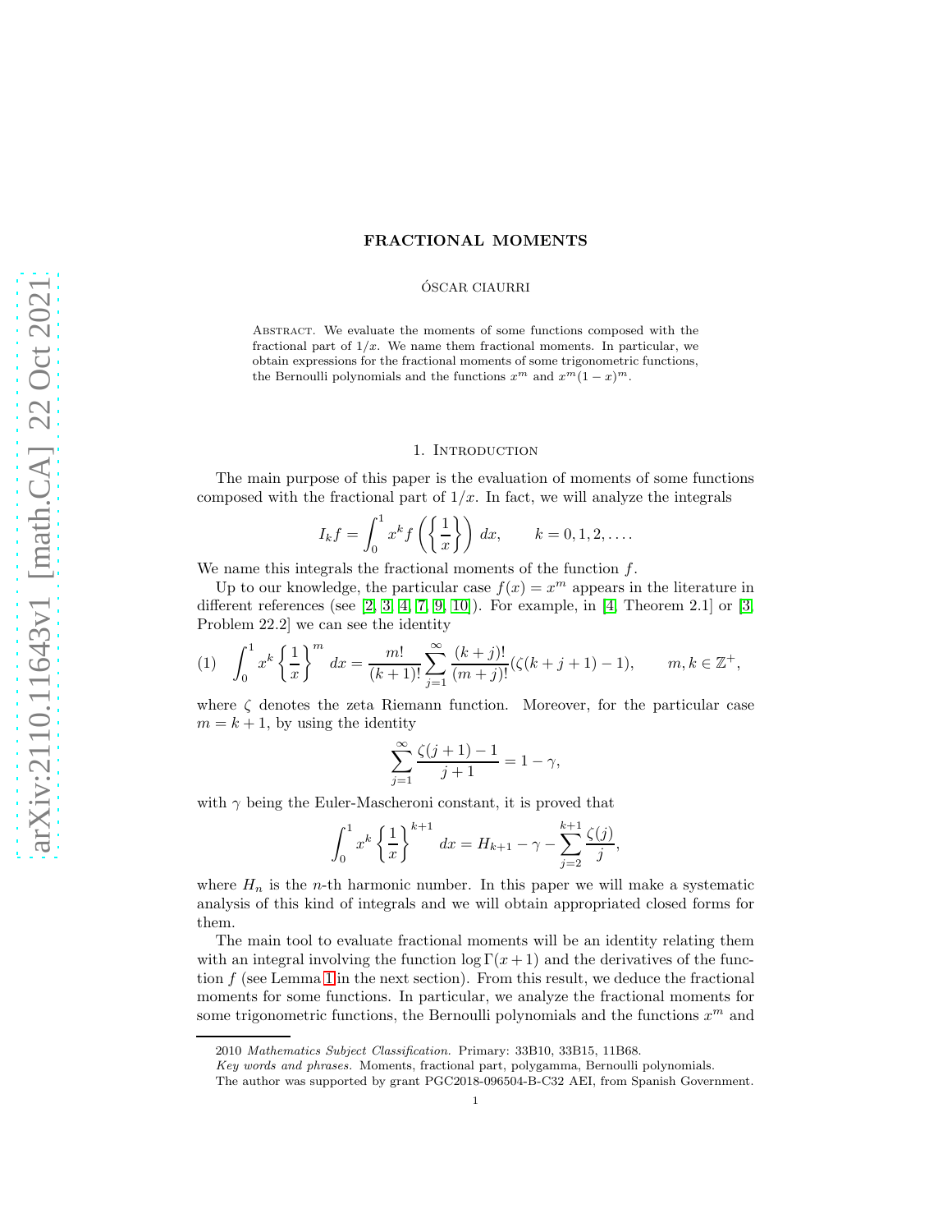# FRACTIONAL MOMENTS

ÓSCAR CIAURRI

Abstract. We evaluate the moments of some functions composed with the fractional part of $1/x$. We name them fractional moments. In particular, we obtain expressions for the fractional moments of some trigonometric functions, the Bernoulli polynomials and the functions $x^m$ and $x^m(1-x)^m$.

## 1. Introduction

The main purpose of this paper is the evaluation of moments of some functions composed with the fractional part of $1/x$. In fact, we will analyze the integrals

$$I_k f = \int_0^1 x^k f\left(\left\{\frac{1}{x}\right\}\right)\,dx, \qquad k=0,1,2,\dots.$$

We name this integrals the fractional moments of the function $f$.

Up to our knowledge, the particular case $f(x)=x^m$ appears in the literature in different references (see [2, 3, 4, 7, 9, 10]). For example, in [4, Theorem 2.1] or [3, Problem 22.2] we can see the identity

$$(1)\quad \int_0^1 x^k \left\{\frac{1}{x}\right\}^m dx = \frac{m!}{(k+1)!}\sum_{j=1}^{\infty}\frac{(k+j)!}{(m+j)!}(\zeta(k+j+1)-1), \qquad m,k\in\mathbb{Z}^+,$$

where $\zeta$ denotes the zeta Riemann function. Moreover, for the particular case $m=k+1$, by using the identity

$$\sum_{j=1}^{\infty}\frac{\zeta(j+1)-1}{j+1} = 1-\gamma,$$

with $\gamma$ being the Euler-Mascheroni constant, it is proved that

$$\int_0^1 x^k \left\{\frac{1}{x}\right\}^{k+1} dx = H_{k+1}-\gamma-\sum_{j=2}^{k+1}\frac{\zeta(j)}{j},$$

where $H_n$ is the $n$-th harmonic number. In this paper we will make a systematic analysis of this kind of integrals and we will obtain appropriated closed forms for them.

The main tool to evaluate fractional moments will be an identity relating them with an integral involving the function $\log\Gamma(x+1)$ and the derivatives of the function $f$ (see Lemma 1 in the next section). From this result, we deduce the fractional moments for some functions. In particular, we analyze the fractional moments for some trigonometric functions, the Bernoulli polynomials and the functions $x^m$ and

2010 *Mathematics Subject Classification.* Primary: 33B10, 33B15, 11B68.

*Key words and phrases.* Moments, fractional part, polygamma, Bernoulli polynomials.

The author was supported by grant PGC2018-096504-B-C32 AEI, from Spanish Government.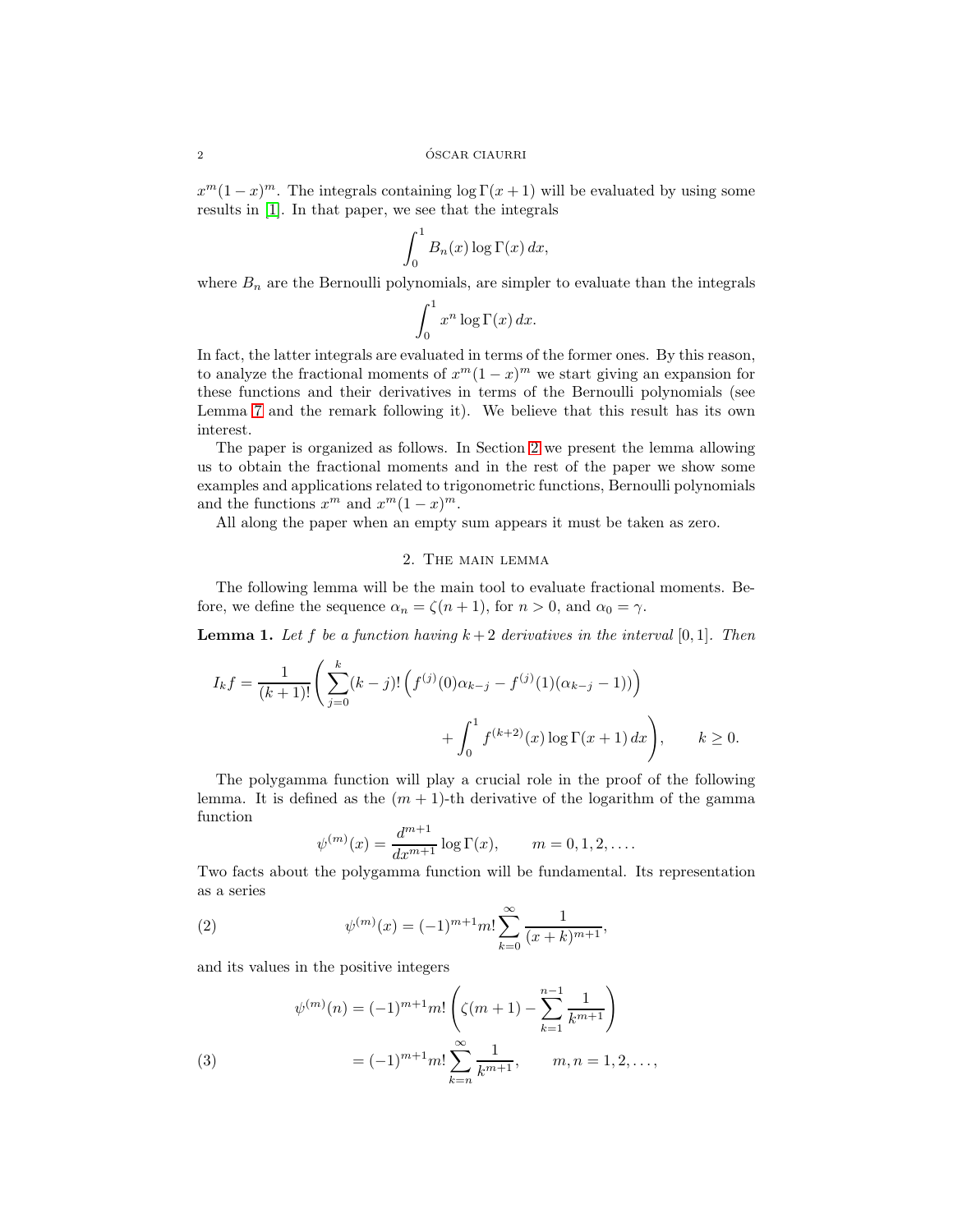$x^m(1-x)^m$. The integrals containing $\log\Gamma(x+1)$ will be evaluated by using some results in [1]. In that paper, we see that the integrals

$$\int_0^1 B_n(x)\log\Gamma(x)\,dx,$$

where $B_n$ are the Bernoulli polynomials, are simpler to evaluate than the integrals

$$\int_0^1 x^n \log\Gamma(x)\,dx.$$

In fact, the latter integrals are evaluated in terms of the former ones. By this reason, to analyze the fractional moments of $x^m(1-x)^m$ we start giving an expansion for these functions and their derivatives in terms of the Bernoulli polynomials (see Lemma 7 and the remark following it). We believe that this result has its own interest.

The paper is organized as follows. In Section 2 we present the lemma allowing us to obtain the fractional moments and in the rest of the paper we show some examples and applications related to trigonometric functions, Bernoulli polynomials and the functions $x^m$ and $x^m(1-x)^m$.

All along the paper when an empty sum appears it must be taken as zero.

## 2. The main lemma

The following lemma will be the main tool to evaluate fractional moments. Before, we define the sequence $\alpha_n = \zeta(n+1)$, for $n>0$, and $\alpha_0=\gamma$.

**Lemma 1.** *Let $f$ be a function having $k+2$ derivatives in the interval $[0,1]$. Then*

$$I_k f = \frac{1}{(k+1)!}\left(\sum_{j=0}^{k}(k-j)!\left(f^{(j)}(0)\alpha_{k-j} - f^{(j)}(1)(\alpha_{k-j}-1)\right) + \int_0^1 f^{(k+2)}(x)\log\Gamma(x+1)\,dx\right), \qquad k\geq 0.$$

The polygamma function will play a crucial role in the proof of the following lemma. It is defined as the $(m+1)$-th derivative of the logarithm of the gamma function

$$\psi^{(m)}(x) = \frac{d^{m+1}}{dx^{m+1}}\log\Gamma(x), \qquad m=0,1,2,\dots.$$

Two facts about the polygamma function will be fundamental. Its representation as a series

$$\psi^{(m)}(x) = (-1)^{m+1}m!\sum_{k=0}^{\infty}\frac{1}{(x+k)^{m+1}}, \tag{2}$$

and its values in the positive integers

$$\begin{aligned}\psi^{(m)}(n) &= (-1)^{m+1}m!\left(\zeta(m+1)-\sum_{k=1}^{n-1}\frac{1}{k^{m+1}}\right)\\ &= (-1)^{m+1}m!\sum_{k=n}^{\infty}\frac{1}{k^{m+1}}, \qquad m,n=1,2,\dots,\end{aligned} \tag{3}$$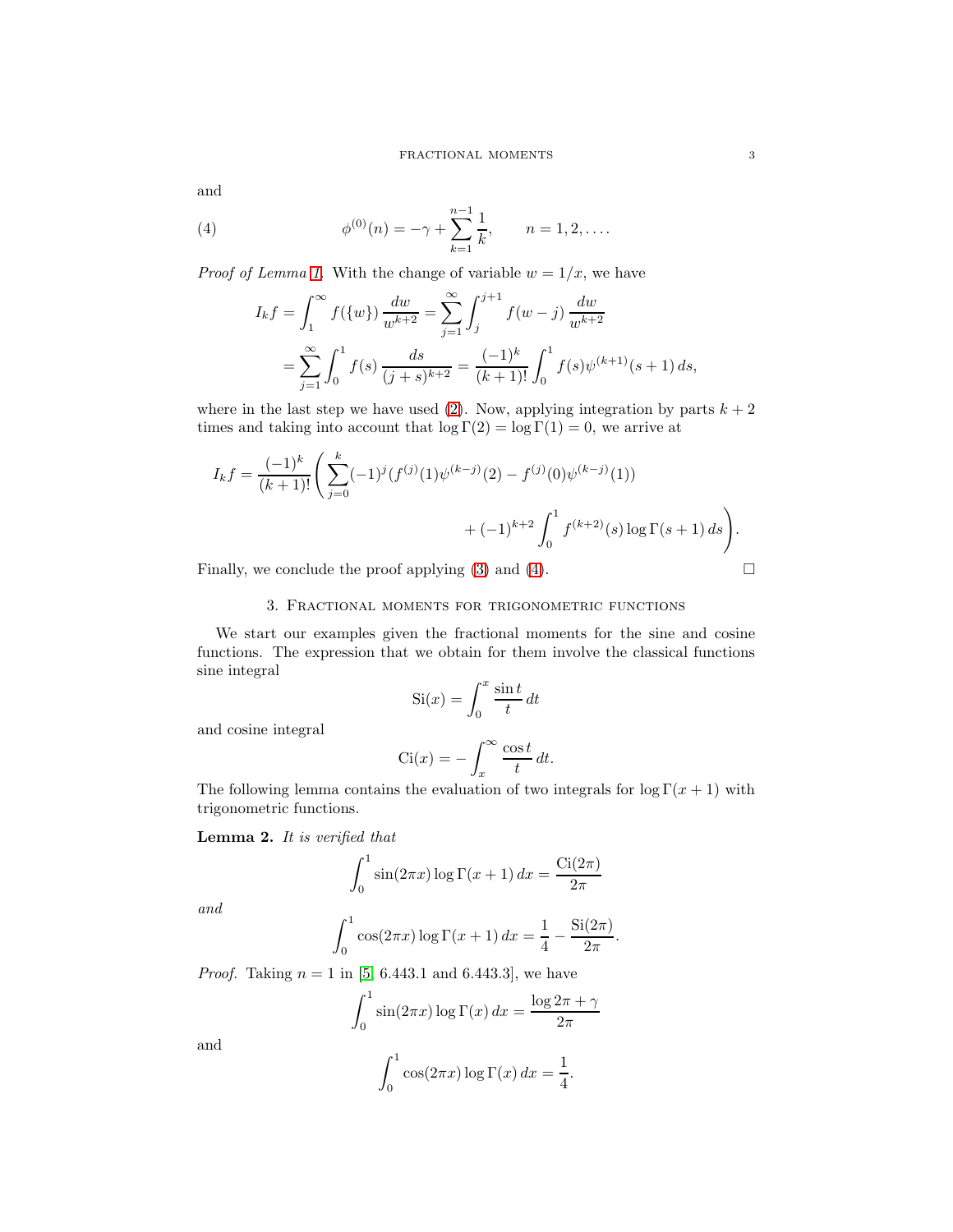and

$$\phi^{(0)}(n) = -\gamma + \sum_{k=1}^{n-1} \frac{1}{k}, \qquad n = 1, 2, \dots. \tag{4}$$

*Proof of Lemma 1.* With the change of variable $w = 1/x$, we have

$$\begin{aligned} I_k f &= \int_1^\infty f(\{w\}) \, \frac{dw}{w^{k+2}} = \sum_{j=1}^\infty \int_j^{j+1} f(w-j) \, \frac{dw}{w^{k+2}} \\ &= \sum_{j=1}^\infty \int_0^1 f(s) \, \frac{ds}{(j+s)^{k+2}} = \frac{(-1)^k}{(k+1)!} \int_0^1 f(s) \psi^{(k+1)}(s+1) \, ds, \end{aligned}$$

where in the last step we have used (2). Now, applying integration by parts $k+2$ times and taking into account that $\log \Gamma(2) = \log \Gamma(1) = 0$, we arrive at

$$\begin{aligned} I_k f = \frac{(-1)^k}{(k+1)!} \Bigg( &\sum_{j=0}^k (-1)^j (f^{(j)}(1) \psi^{(k-j)}(2) - f^{(j)}(0) \psi^{(k-j)}(1)) \\ &+ (-1)^{k+2} \int_0^1 f^{(k+2)}(s) \log \Gamma(s+1) \, ds \Bigg). \end{aligned}$$

Finally, we conclude the proof applying (3) and (4). $\square$

## 3. Fractional moments for trigonometric functions

We start our examples given the fractional moments for the sine and cosine functions. The expression that we obtain for them involve the classical functions sine integral

$$\operatorname{Si}(x) = \int_0^x \frac{\sin t}{t} \, dt$$

and cosine integral

$$\operatorname{Ci}(x) = -\int_x^\infty \frac{\cos t}{t} \, dt.$$

The following lemma contains the evaluation of two integrals for $\log \Gamma(x+1)$ with trigonometric functions.

**Lemma 2.** *It is verified that*

$$\int_0^1 \sin(2\pi x) \log \Gamma(x+1) \, dx = \frac{\operatorname{Ci}(2\pi)}{2\pi}$$

*and*

$$\int_0^1 \cos(2\pi x) \log \Gamma(x+1) \, dx = \frac{1}{4} - \frac{\operatorname{Si}(2\pi)}{2\pi}.$$

*Proof.* Taking $n = 1$ in [5, 6.443.1 and 6.443.3], we have

$$\int_0^1 \sin(2\pi x) \log \Gamma(x) \, dx = \frac{\log 2\pi + \gamma}{2\pi}$$

and

$$\int_0^1 \cos(2\pi x) \log \Gamma(x) \, dx = \frac{1}{4}.$$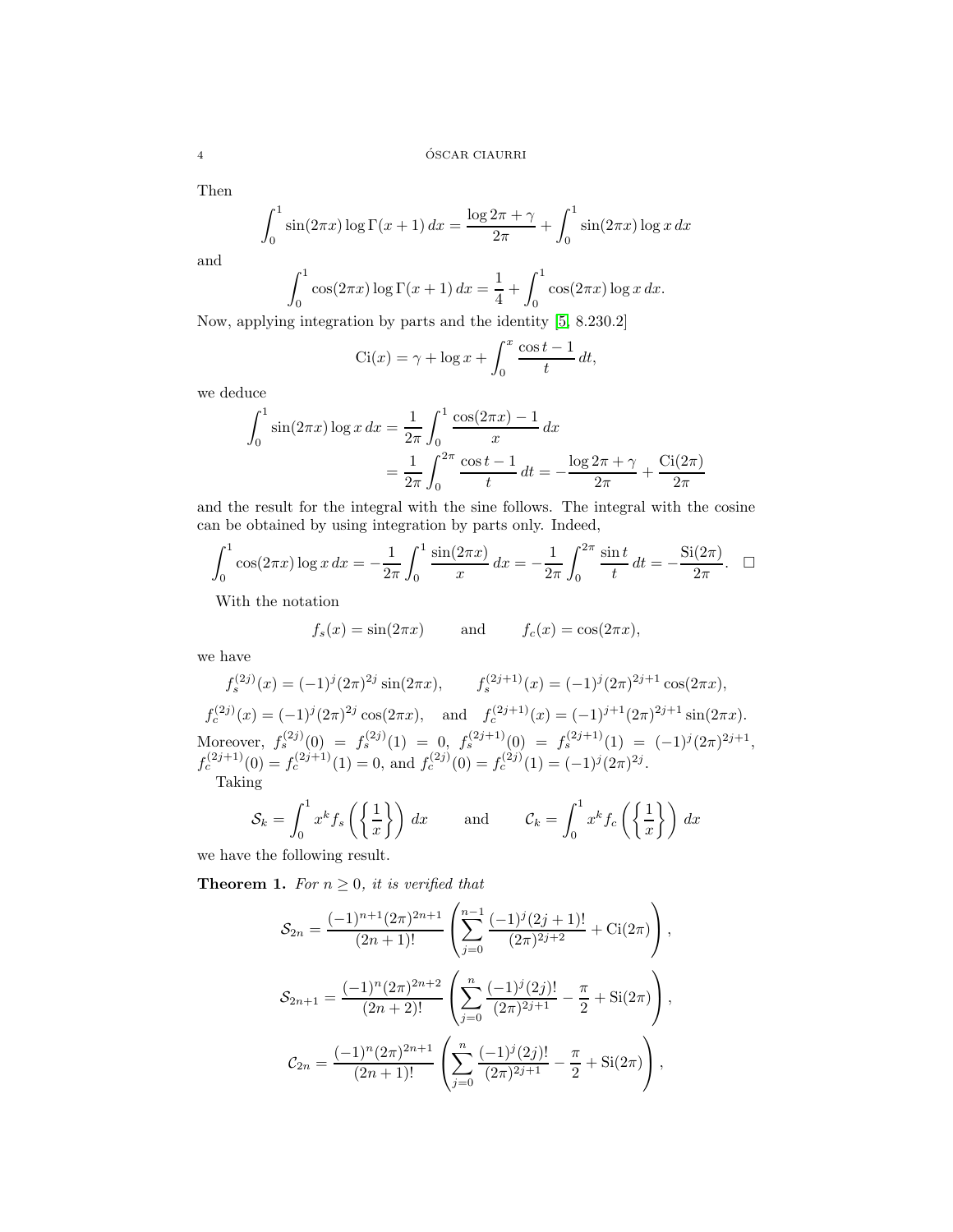Then

$$\int_0^1 \sin(2\pi x) \log\Gamma(x+1)\, dx = \frac{\log 2\pi + \gamma}{2\pi} + \int_0^1 \sin(2\pi x) \log x\, dx$$

and

$$\int_0^1 \cos(2\pi x) \log\Gamma(x+1)\, dx = \frac{1}{4} + \int_0^1 \cos(2\pi x) \log x\, dx.$$

Now, applying integration by parts and the identity [5, 8.230.2]

$$\operatorname{Ci}(x) = \gamma + \log x + \int_0^x \frac{\cos t - 1}{t}\, dt,$$

we deduce

$$\begin{aligned}
\int_0^1 \sin(2\pi x) \log x\, dx &= \frac{1}{2\pi} \int_0^1 \frac{\cos(2\pi x) - 1}{x}\, dx \\
&= \frac{1}{2\pi} \int_0^{2\pi} \frac{\cos t - 1}{t}\, dt = -\frac{\log 2\pi + \gamma}{2\pi} + \frac{\operatorname{Ci}(2\pi)}{2\pi}
\end{aligned}$$

and the result for the integral with the sine follows. The integral with the cosine can be obtained by using integration by parts only. Indeed,

$$\int_0^1 \cos(2\pi x) \log x\, dx = -\frac{1}{2\pi} \int_0^1 \frac{\sin(2\pi x)}{x}\, dx = -\frac{1}{2\pi} \int_0^{2\pi} \frac{\sin t}{t}\, dt = -\frac{\operatorname{Si}(2\pi)}{2\pi}. \quad \square$$

With the notation

$$f_s(x) = \sin(2\pi x) \qquad \text{and} \qquad f_c(x) = \cos(2\pi x),$$

we have

$$f_s^{(2j)}(x) = (-1)^j (2\pi)^{2j} \sin(2\pi x), \qquad f_s^{(2j+1)}(x) = (-1)^j (2\pi)^{2j+1} \cos(2\pi x),$$

$$f_c^{(2j)}(x) = (-1)^j (2\pi)^{2j} \cos(2\pi x), \quad \text{and} \quad f_c^{(2j+1)}(x) = (-1)^{j+1} (2\pi)^{2j+1} \sin(2\pi x).$$

Moreover, $f_s^{(2j)}(0) = f_s^{(2j)}(1) = 0$, $f_s^{(2j+1)}(0) = f_s^{(2j+1)}(1) = (-1)^j (2\pi)^{2j+1}$, $f_c^{(2j+1)}(0) = f_c^{(2j+1)}(1) = 0$, and $f_c^{(2j)}(0) = f_c^{(2j)}(1) = (-1)^j (2\pi)^{2j}$.

Taking

$$\mathcal{S}_k = \int_0^1 x^k f_s\left(\left\{\frac{1}{x}\right\}\right) dx \qquad \text{and} \qquad \mathcal{C}_k = \int_0^1 x^k f_c\left(\left\{\frac{1}{x}\right\}\right) dx$$

we have the following result.

**Theorem 1.** *For $n \geq 0$, it is verified that*

$$\mathcal{S}_{2n} = \frac{(-1)^{n+1}(2\pi)^{2n+1}}{(2n+1)!} \left( \sum_{j=0}^{n-1} \frac{(-1)^j (2j+1)!}{(2\pi)^{2j+2}} + \operatorname{Ci}(2\pi) \right),$$

$$\mathcal{S}_{2n+1} = \frac{(-1)^n (2\pi)^{2n+2}}{(2n+2)!} \left( \sum_{j=0}^{n} \frac{(-1)^j (2j)!}{(2\pi)^{2j+1}} - \frac{\pi}{2} + \operatorname{Si}(2\pi) \right),$$

$$\mathcal{C}_{2n} = \frac{(-1)^n (2\pi)^{2n+1}}{(2n+1)!} \left( \sum_{j=0}^{n} \frac{(-1)^j (2j)!}{(2\pi)^{2j+1}} - \frac{\pi}{2} + \operatorname{Si}(2\pi) \right),$$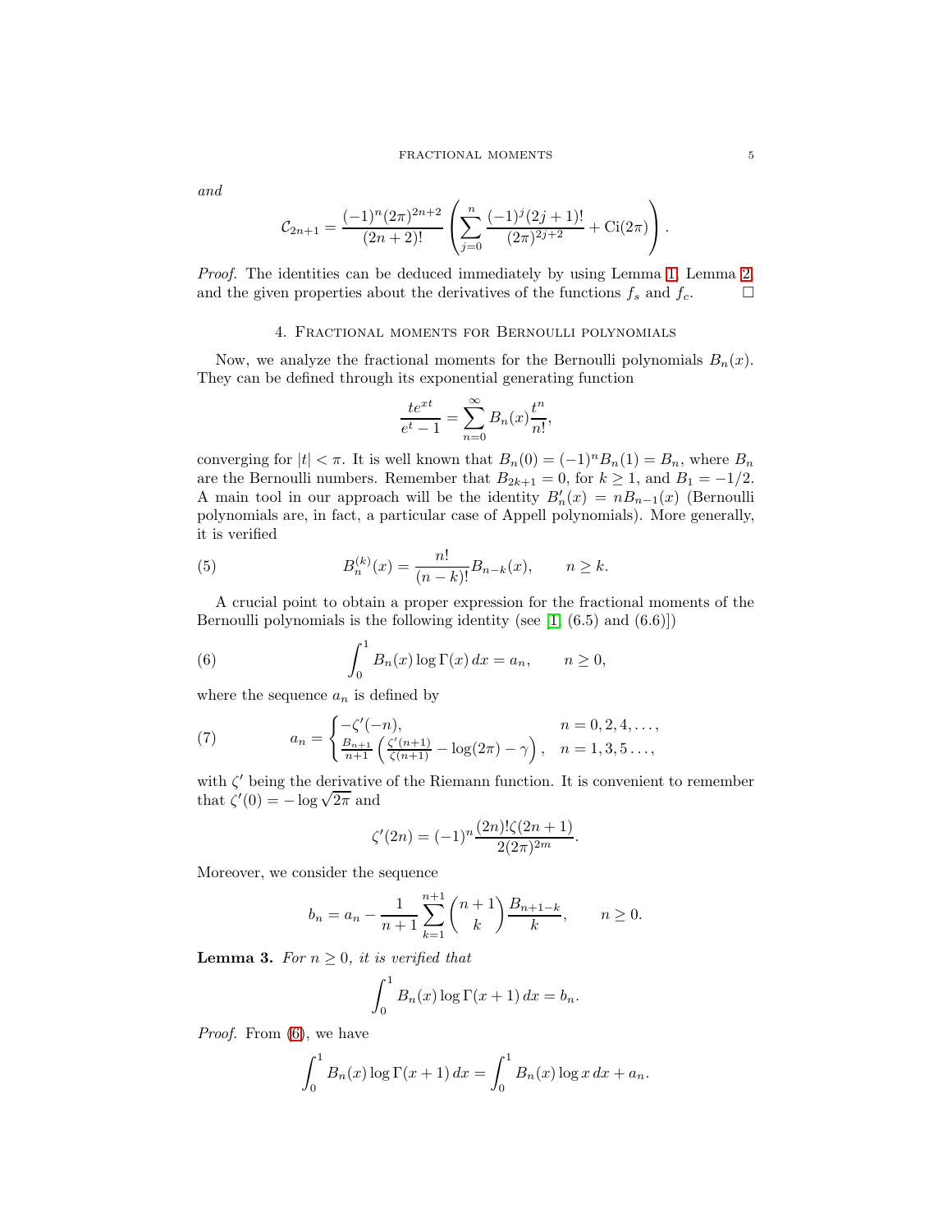*and*

$$\mathcal{C}_{2n+1} = \frac{(-1)^n (2\pi)^{2n+2}}{(2n+2)!} \left( \sum_{j=0}^{n} \frac{(-1)^j (2j+1)!}{(2\pi)^{2j+2}} + \mathrm{Ci}(2\pi) \right).$$

*Proof.* The identities can be deduced immediately by using Lemma 1, Lemma 2, and the given properties about the derivatives of the functions $f_s$ and $f_c$. □

## 4. Fractional moments for Bernoulli polynomials

Now, we analyze the fractional moments for the Bernoulli polynomials $B_n(x)$. They can be defined through its exponential generating function

$$\frac{te^{xt}}{e^t - 1} = \sum_{n=0}^{\infty} B_n(x) \frac{t^n}{n!},$$

converging for $|t| < \pi$. It is well known that $B_n(0) = (-1)^n B_n(1) = B_n$, where $B_n$ are the Bernoulli numbers. Remember that $B_{2k+1} = 0$, for $k \geq 1$, and $B_1 = -1/2$. A main tool in our approach will be the identity $B_n'(x) = nB_{n-1}(x)$ (Bernoulli polynomials are, in fact, a particular case of Appell polynomials). More generally, it is verified

$$B_n^{(k)}(x) = \frac{n!}{(n-k)!} B_{n-k}(x), \qquad n \geq k. \tag{5}$$

A crucial point to obtain a proper expression for the fractional moments of the Bernoulli polynomials is the following identity (see [1, (6.5) and (6.6)])

$$\int_0^1 B_n(x) \log \Gamma(x)\, dx = a_n, \qquad n \geq 0, \tag{6}$$

where the sequence $a_n$ is defined by

$$a_n = \begin{cases} -\zeta'(-n), & n = 0, 2, 4, \ldots, \\ \frac{B_{n+1}}{n+1} \left( \frac{\zeta'(n+1)}{\zeta(n+1)} - \log(2\pi) - \gamma \right), & n = 1, 3, 5 \ldots, \end{cases} \tag{7}$$

with $\zeta'$ being the derivative of the Riemann function. It is convenient to remember that $\zeta'(0) = -\log\sqrt{2\pi}$ and

$$\zeta'(2n) = (-1)^n \frac{(2n)!\zeta(2n+1)}{2(2\pi)^{2m}}.$$

Moreover, we consider the sequence

$$b_n = a_n - \frac{1}{n+1} \sum_{k=1}^{n+1} \binom{n+1}{k} \frac{B_{n+1-k}}{k}, \qquad n \geq 0.$$

**Lemma 3.** *For $n \geq 0$, it is verified that*

$$\int_0^1 B_n(x) \log \Gamma(x+1)\, dx = b_n.$$

*Proof.* From (6), we have

$$\int_0^1 B_n(x) \log \Gamma(x+1)\, dx = \int_0^1 B_n(x) \log x\, dx + a_n.$$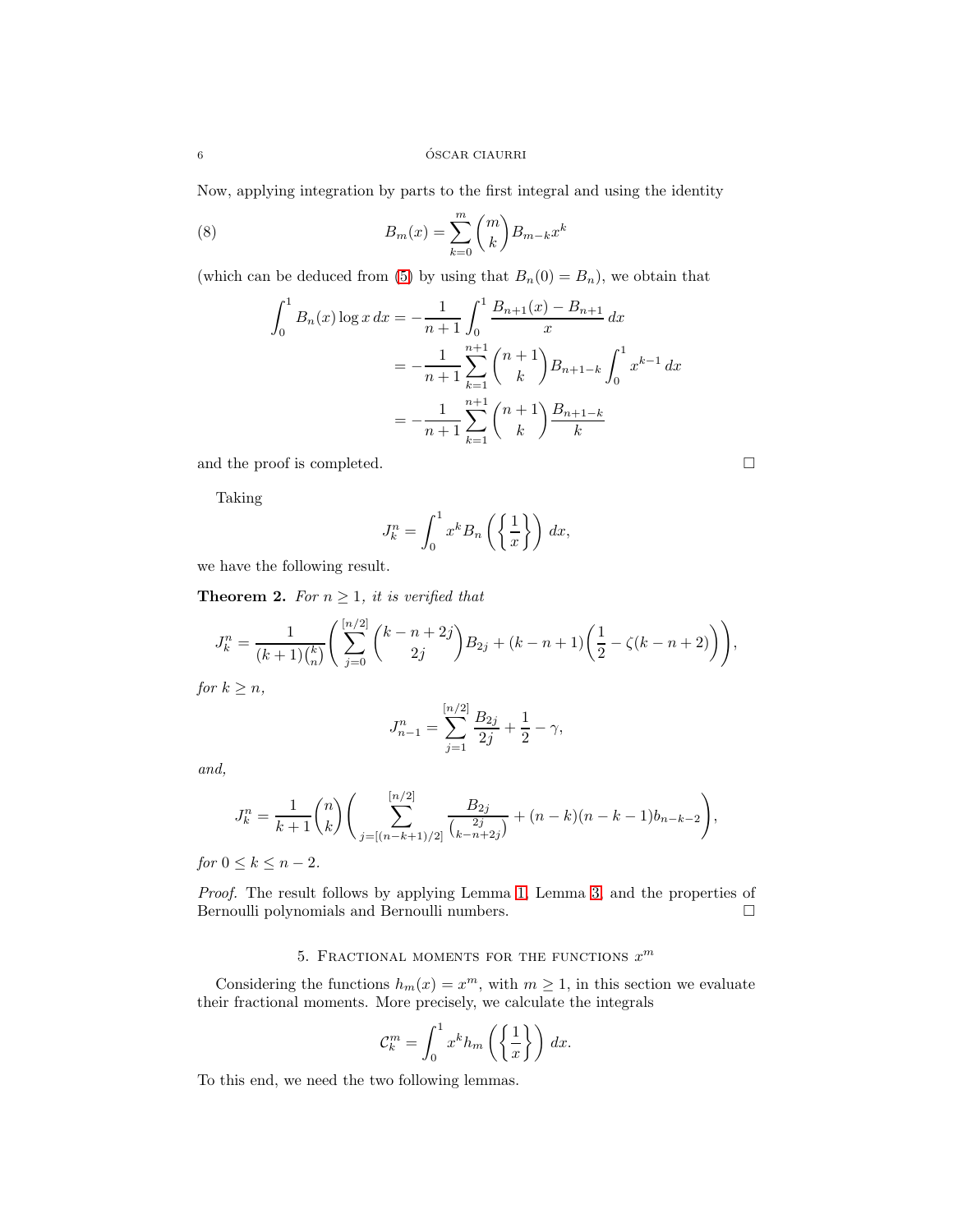Now, applying integration by parts to the first integral and using the identity

$$B_m(x) = \sum_{k=0}^{m} \binom{m}{k} B_{m-k} x^k \tag{8}$$

(which can be deduced from (5) by using that $B_n(0) = B_n$), we obtain that

$$\begin{aligned}
\int_0^1 B_n(x) \log x \, dx &= -\frac{1}{n+1} \int_0^1 \frac{B_{n+1}(x) - B_{n+1}}{x} \, dx \\
&= -\frac{1}{n+1} \sum_{k=1}^{n+1} \binom{n+1}{k} B_{n+1-k} \int_0^1 x^{k-1} \, dx \\
&= -\frac{1}{n+1} \sum_{k=1}^{n+1} \binom{n+1}{k} \frac{B_{n+1-k}}{k}
\end{aligned}$$

and the proof is completed. □

Taking

$$J_k^n = \int_0^1 x^k B_n\left(\left\{\frac{1}{x}\right\}\right) dx,$$

we have the following result.

**Theorem 2.** *For $n \geq 1$, it is verified that*

$$J_k^n = \frac{1}{(k+1)\binom{k}{n}} \left( \sum_{j=0}^{[n/2]} \binom{k-n+2j}{2j} B_{2j} + (k-n+1)\left(\frac{1}{2} - \zeta(k-n+2)\right) \right),$$

*for $k \geq n$,*

$$J_{n-1}^n = \sum_{j=1}^{[n/2]} \frac{B_{2j}}{2j} + \frac{1}{2} - \gamma,$$

*and,*

$$J_k^n = \frac{1}{k+1} \binom{n}{k} \left( \sum_{j=[(n-k+1)/2]}^{[n/2]} \frac{B_{2j}}{\binom{2j}{k-n+2j}} + (n-k)(n-k-1) b_{n-k-2} \right),$$

*for $0 \leq k \leq n-2$.*

*Proof.* The result follows by applying Lemma 1, Lemma 3, and the properties of Bernoulli polynomials and Bernoulli numbers. □

## 5. Fractional moments for the functions $x^m$

Considering the functions $h_m(x) = x^m$, with $m \geq 1$, in this section we evaluate their fractional moments. More precisely, we calculate the integrals

$$\mathcal{C}_k^m = \int_0^1 x^k h_m\left(\left\{\frac{1}{x}\right\}\right) dx.$$

To this end, we need the two following lemmas.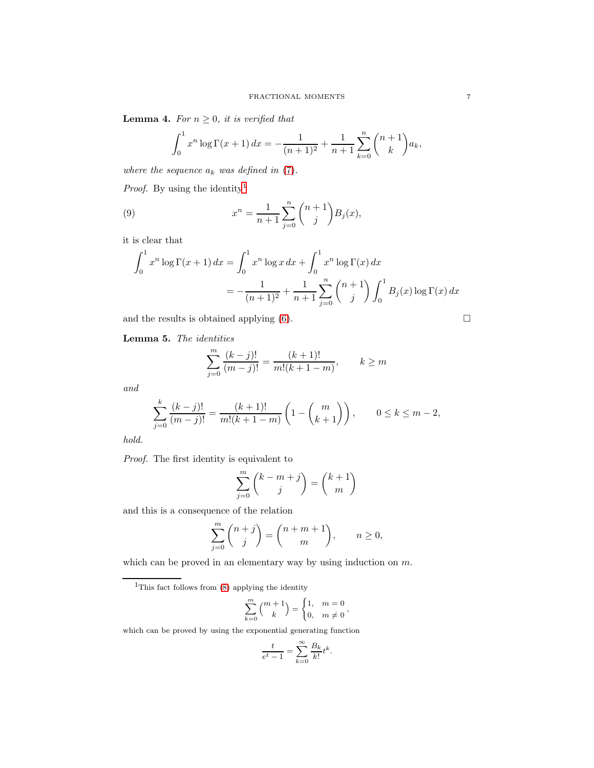**Lemma 4.** *For $n \geq 0$, it is verified that*

$$\int_0^1 x^n \log\Gamma(x+1)\,dx = -\frac{1}{(n+1)^2} + \frac{1}{n+1}\sum_{k=0}^{n}\binom{n+1}{k} a_k,$$

*where the sequence $a_k$ was defined in (7).*

*Proof.* By using the identity[1]

$$x^n = \frac{1}{n+1}\sum_{j=0}^{n}\binom{n+1}{j} B_j(x), \tag{9}$$

it is clear that

$$\begin{aligned}\int_0^1 x^n \log\Gamma(x+1)\,dx &= \int_0^1 x^n \log x\,dx + \int_0^1 x^n \log\Gamma(x)\,dx \\ &= -\frac{1}{(n+1)^2} + \frac{1}{n+1}\sum_{j=0}^{n}\binom{n+1}{j}\int_0^1 B_j(x)\log\Gamma(x)\,dx\end{aligned}$$

and the results is obtained applying (6). □

**Lemma 5.** *The identities*

$$\sum_{j=0}^{m} \frac{(k-j)!}{(m-j)!} = \frac{(k+1)!}{m!(k+1-m)}, \qquad k \geq m$$

*and*

$$\sum_{j=0}^{k} \frac{(k-j)!}{(m-j)!} = \frac{(k+1)!}{m!(k+1-m)}\left(1 - \binom{m}{k+1}\right), \qquad 0 \leq k \leq m-2,$$

*hold.*

*Proof.* The first identity is equivalent to

$$\sum_{j=0}^{m}\binom{k-m+j}{j} = \binom{k+1}{m}$$

and this is a consequence of the relation

$$\sum_{j=0}^{m}\binom{n+j}{j} = \binom{n+m+1}{m}, \qquad n \geq 0,$$

which can be proved in an elementary way by using induction on $m$.

---

[1] This fact follows from (8) applying the identity

$$\sum_{k=0}^{m}\binom{m+1}{k} = \begin{cases} 1, & m = 0 \\ 0, & m \neq 0 \end{cases},$$

which can be proved by using the exponential generating function

$$\frac{t}{e^t - 1} = \sum_{k=0}^{\infty}\frac{B_k}{k!}t^k.$$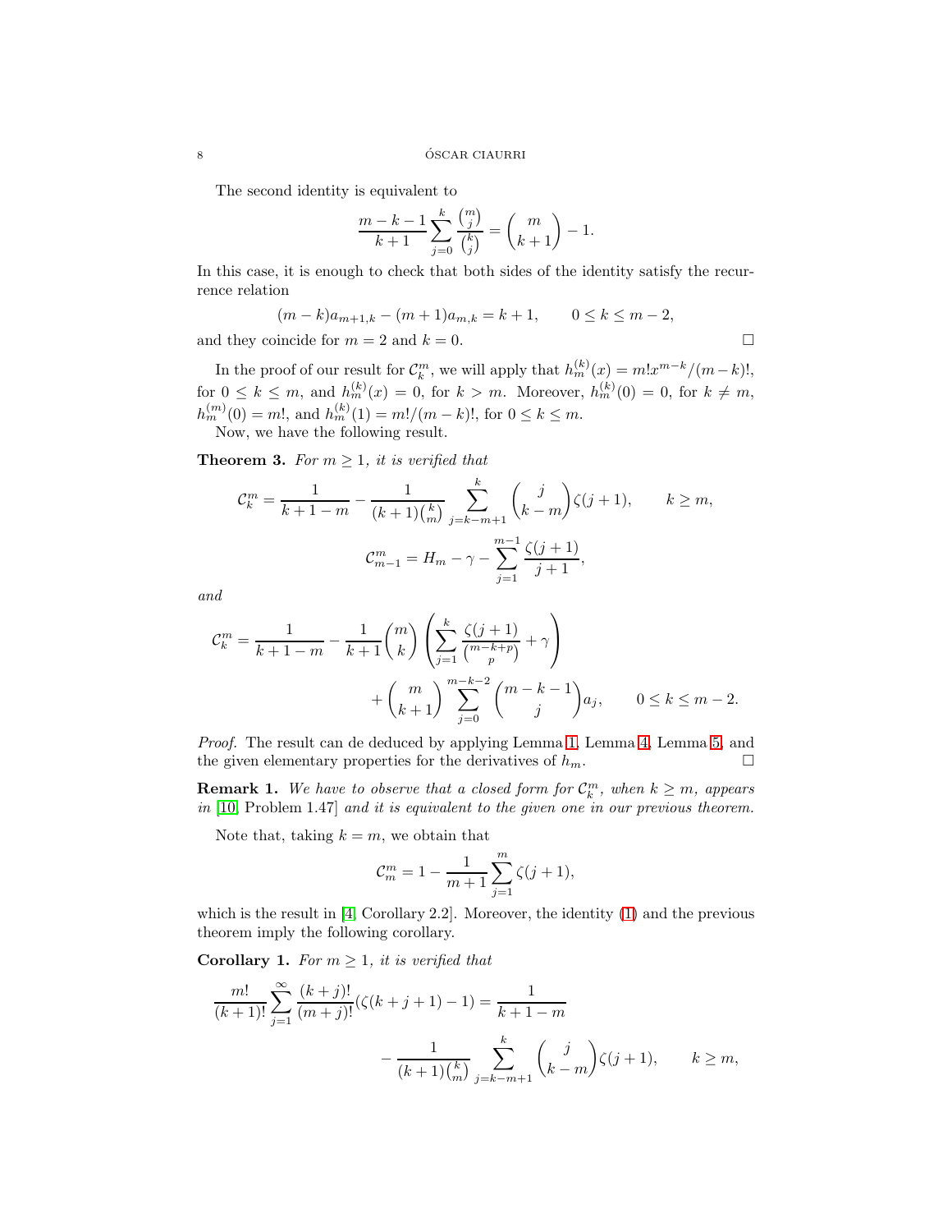The second identity is equivalent to

$$\frac{m-k-1}{k+1}\sum_{j=0}^{k}\frac{\binom{m}{j}}{\binom{k}{j}} = \binom{m}{k+1} - 1.$$

In this case, it is enough to check that both sides of the identity satisfy the recurrence relation

$$(m-k)a_{m+1,k} - (m+1)a_{m,k} = k+1, \qquad 0 \le k \le m-2,$$

and they coincide for $m = 2$ and $k = 0$. □

In the proof of our result for $\mathcal{C}_k^m$, we will apply that $h_m^{(k)}(x) = m!x^{m-k}/(m-k)!$, for $0 \le k \le m$, and $h_m^{(k)}(x) = 0$, for $k > m$. Moreover, $h_m^{(k)}(0) = 0$, for $k \ne m$, $h_m^{(m)}(0) = m!$, and $h_m^{(k)}(1) = m!/(m-k)!$, for $0 \le k \le m$.

Now, we have the following result.

**Theorem 3.** *For $m \ge 1$, it is verified that*

$$\mathcal{C}_k^m = \frac{1}{k+1-m} - \frac{1}{(k+1)\binom{k}{m}}\sum_{j=k-m+1}^{k}\binom{j}{k-m}\zeta(j+1), \qquad k \ge m,$$

$$\mathcal{C}_{m-1}^m = H_m - \gamma - \sum_{j=1}^{m-1}\frac{\zeta(j+1)}{j+1},$$

*and*

$$\mathcal{C}_k^m = \frac{1}{k+1-m} - \frac{1}{k+1}\binom{m}{k}\left(\sum_{j=1}^{k}\frac{\zeta(j+1)}{\binom{m-k+p}{p}} + \gamma\right) + \binom{m}{k+1}\sum_{j=0}^{m-k-2}\binom{m-k-1}{j}a_j, \qquad 0 \le k \le m-2.$$

*Proof.* The result can de deduced by applying Lemma 1, Lemma 4, Lemma 5, and the given elementary properties for the derivatives of $h_m$. □

**Remark 1.** *We have to observe that a closed form for $\mathcal{C}_k^m$, when $k \ge m$, appears in* [10, Problem 1.47] *and it is equivalent to the given one in our previous theorem.*

Note that, taking $k = m$, we obtain that

$$\mathcal{C}_m^m = 1 - \frac{1}{m+1}\sum_{j=1}^{m}\zeta(j+1),$$

which is the result in [4, Corollary 2.2]. Moreover, the identity (1) and the previous theorem imply the following corollary.

**Corollary 1.** *For $m \ge 1$, it is verified that*

$$\frac{m!}{(k+1)!}\sum_{j=1}^{\infty}\frac{(k+j)!}{(m+j)!}(\zeta(k+j+1)-1) = \frac{1}{k+1-m} - \frac{1}{(k+1)\binom{k}{m}}\sum_{j=k-m+1}^{k}\binom{j}{k-m}\zeta(j+1), \qquad k \ge m,$$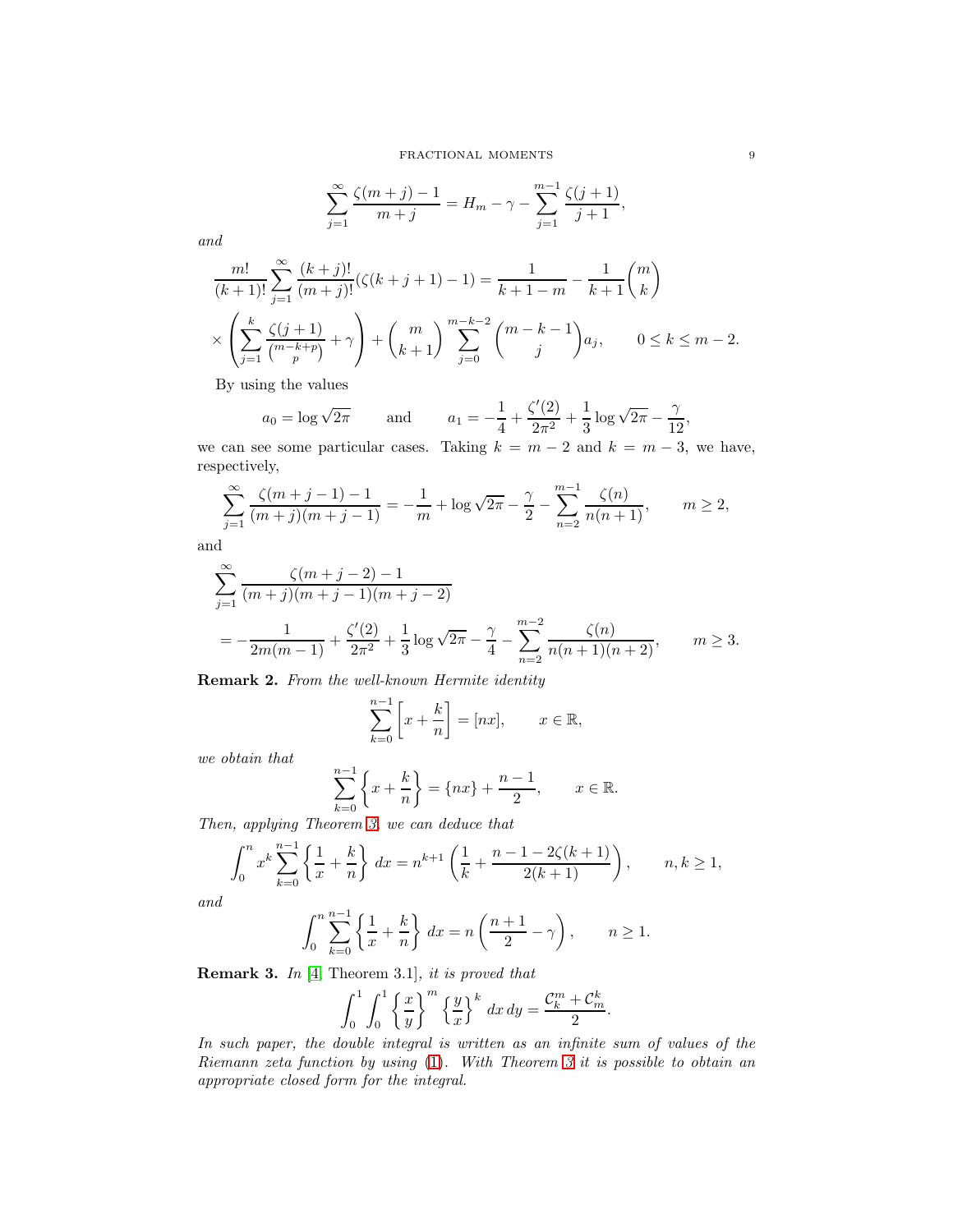$$\sum_{j=1}^{\infty} \frac{\zeta(m+j)-1}{m+j} = H_m - \gamma - \sum_{j=1}^{m-1} \frac{\zeta(j+1)}{j+1},$$

*and*

$$\frac{m!}{(k+1)!} \sum_{j=1}^{\infty} \frac{(k+j)!}{(m+j)!} (\zeta(k+j+1)-1) = \frac{1}{k+1-m} - \frac{1}{k+1}\binom{m}{k}$$
$$\times \left( \sum_{j=1}^{k} \frac{\zeta(j+1)}{\binom{m-k+p}{p}} + \gamma \right) + \binom{m}{k+1} \sum_{j=0}^{m-k-2} \binom{m-k-1}{j} a_j, \qquad 0 \le k \le m-2.$$

By using the values

$$a_0 = \log \sqrt{2\pi} \qquad \text{and} \qquad a_1 = -\frac{1}{4} + \frac{\zeta'(2)}{2\pi^2} + \frac{1}{3}\log\sqrt{2\pi} - \frac{\gamma}{12},$$

we can see some particular cases. Taking $k = m-2$ and $k = m-3$, we have, respectively,

$$\sum_{j=1}^{\infty} \frac{\zeta(m+j-1)-1}{(m+j)(m+j-1)} = -\frac{1}{m} + \log\sqrt{2\pi} - \frac{\gamma}{2} - \sum_{n=2}^{m-1} \frac{\zeta(n)}{n(n+1)}, \qquad m \ge 2,$$

and

$$\sum_{j=1}^{\infty} \frac{\zeta(m+j-2)-1}{(m+j)(m+j-1)(m+j-2)}$$
$$= -\frac{1}{2m(m-1)} + \frac{\zeta'(2)}{2\pi^2} + \frac{1}{3}\log\sqrt{2\pi} - \frac{\gamma}{4} - \sum_{n=2}^{m-2} \frac{\zeta(n)}{n(n+1)(n+2)}, \qquad m \ge 3.$$

**Remark 2.** *From the well-known Hermite identity*

$$\sum_{k=0}^{n-1} \left[ x + \frac{k}{n} \right] = [nx], \qquad x \in \mathbb{R},$$

*we obtain that*

$$\sum_{k=0}^{n-1} \left\{ x + \frac{k}{n} \right\} = \{nx\} + \frac{n-1}{2}, \qquad x \in \mathbb{R}.$$

*Then, applying Theorem 3, we can deduce that*

$$\int_0^n x^k \sum_{k=0}^{n-1} \left\{ \frac{1}{x} + \frac{k}{n} \right\} dx = n^{k+1} \left( \frac{1}{k} + \frac{n-1-2\zeta(k+1)}{2(k+1)} \right), \qquad n, k \ge 1,$$

*and*

$$\int_0^n \sum_{k=0}^{n-1} \left\{ \frac{1}{x} + \frac{k}{n} \right\} dx = n \left( \frac{n+1}{2} - \gamma \right), \qquad n \ge 1.$$

**Remark 3.** *In* [4, Theorem 3.1]*, it is proved that*

$$\int_0^1 \int_0^1 \left\{ \frac{x}{y} \right\}^m \left\{ \frac{y}{x} \right\}^k dx\, dy = \frac{\mathcal{C}_k^m + \mathcal{C}_m^k}{2}.$$

*In such paper, the double integral is written as an infinite sum of values of the Riemann zeta function by using* (1)*. With Theorem 3 it is possible to obtain an appropriate closed form for the integral.*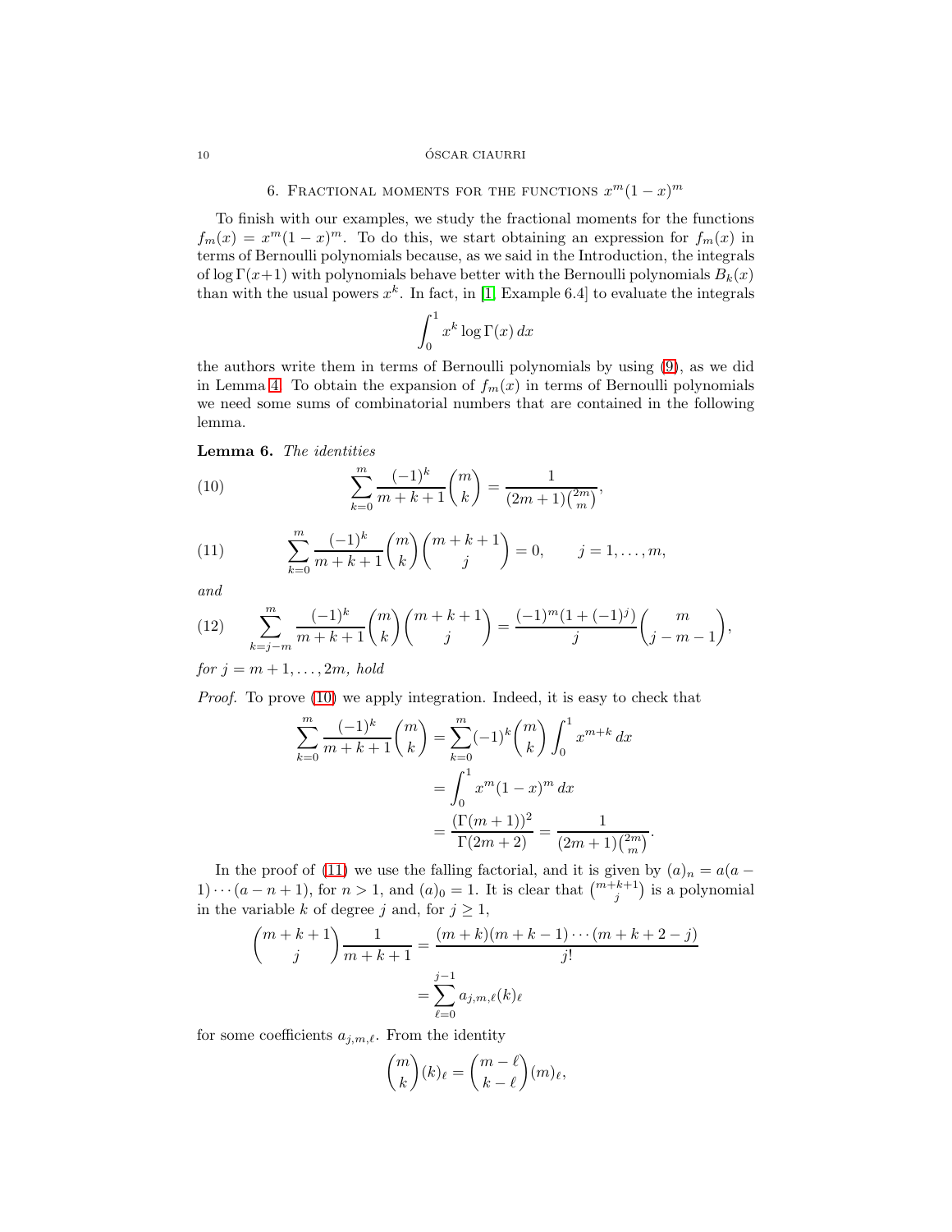## 6. Fractional moments for the functions $x^m(1-x)^m$

To finish with our examples, we study the fractional moments for the functions $f_m(x) = x^m(1-x)^m$. To do this, we start obtaining an expression for $f_m(x)$ in terms of Bernoulli polynomials because, as we said in the Introduction, the integrals of $\log\Gamma(x+1)$ with polynomials behave better with the Bernoulli polynomials $B_k(x)$ than with the usual powers $x^k$. In fact, in [1, Example 6.4] to evaluate the integrals

$$\int_0^1 x^k \log\Gamma(x)\,dx$$

the authors write them in terms of Bernoulli polynomials by using (9), as we did in Lemma 4. To obtain the expansion of $f_m(x)$ in terms of Bernoulli polynomials we need some sums of combinatorial numbers that are contained in the following lemma.

**Lemma 6.** *The identities*

$$\sum_{k=0}^{m} \frac{(-1)^k}{m+k+1}\binom{m}{k} = \frac{1}{(2m+1)\binom{2m}{m}}, \tag{10}$$

$$\sum_{k=0}^{m} \frac{(-1)^k}{m+k+1}\binom{m}{k}\binom{m+k+1}{j} = 0, \qquad j=1,\dots,m, \tag{11}$$

*and*

$$\sum_{k=j-m}^{m} \frac{(-1)^k}{m+k+1}\binom{m}{k}\binom{m+k+1}{j} = \frac{(-1)^m(1+(-1)^j)}{j}\binom{m}{j-m-1}, \tag{12}$$

*for $j = m+1,\dots,2m$, hold*

*Proof.* To prove (10) we apply integration. Indeed, it is easy to check that

$$\begin{aligned}
\sum_{k=0}^{m} \frac{(-1)^k}{m+k+1}\binom{m}{k} &= \sum_{k=0}^{m}(-1)^k\binom{m}{k}\int_0^1 x^{m+k}\,dx \\
&= \int_0^1 x^m(1-x)^m\,dx \\
&= \frac{(\Gamma(m+1))^2}{\Gamma(2m+2)} = \frac{1}{(2m+1)\binom{2m}{m}}.
\end{aligned}$$

In the proof of (11) we use the falling factorial, and it is given by $(a)_n = a(a-1)\cdots(a-n+1)$, for $n>1$, and $(a)_0 = 1$. It is clear that $\binom{m+k+1}{j}$ is a polynomial in the variable $k$ of degree $j$ and, for $j \ge 1$,

$$\begin{aligned}
\binom{m+k+1}{j}\frac{1}{m+k+1} &= \frac{(m+k)(m+k-1)\cdots(m+k+2-j)}{j!} \\
&= \sum_{\ell=0}^{j-1} a_{j,m,\ell}(k)_\ell
\end{aligned}$$

for some coefficients $a_{j,m,\ell}$. From the identity

$$\binom{m}{k}(k)_\ell = \binom{m-\ell}{k-\ell}(m)_\ell,$$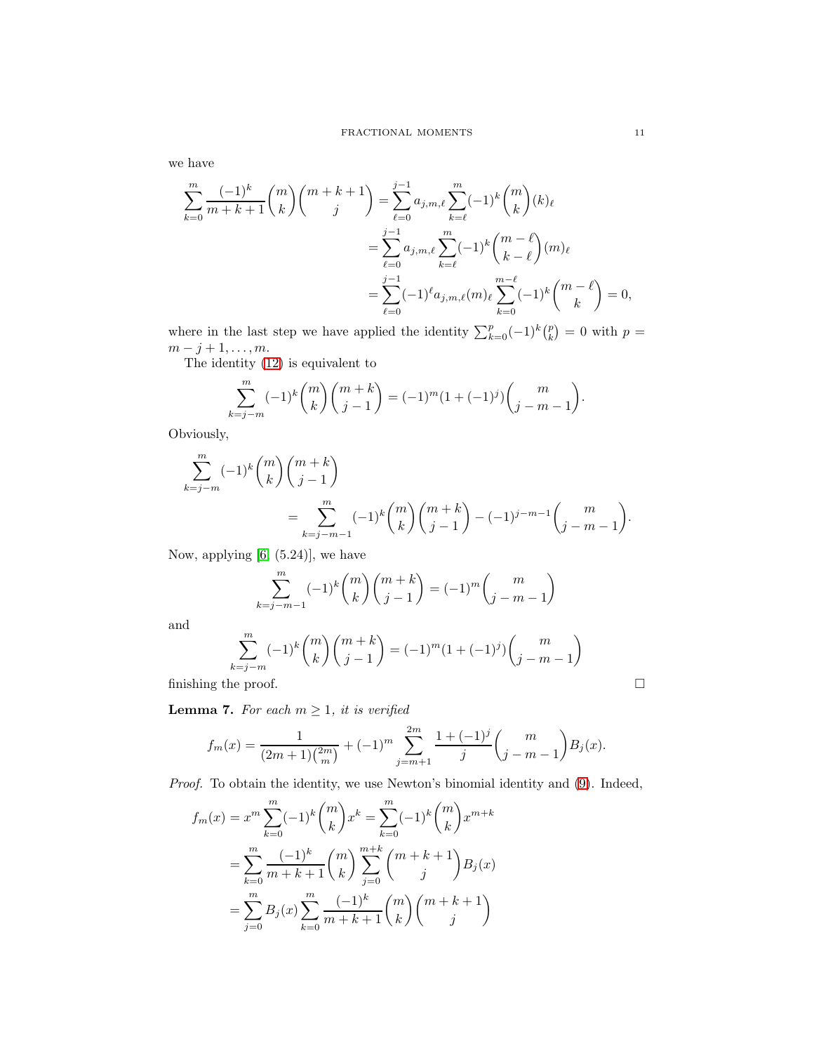we have

$$
\begin{aligned}
\sum_{k=0}^{m} \frac{(-1)^k}{m+k+1}\binom{m}{k}\binom{m+k+1}{j} &= \sum_{\ell=0}^{j-1} a_{j,m,\ell} \sum_{k=\ell}^{m} (-1)^k \binom{m}{k} (k)_\ell \\
&= \sum_{\ell=0}^{j-1} a_{j,m,\ell} \sum_{k=\ell}^{m} (-1)^k \binom{m-\ell}{k-\ell} (m)_\ell \\
&= \sum_{\ell=0}^{j-1} (-1)^\ell a_{j,m,\ell} (m)_\ell \sum_{k=0}^{m-\ell} (-1)^k \binom{m-\ell}{k} = 0,
\end{aligned}
$$

where in the last step we have applied the identity $\sum_{k=0}^{p}(-1)^k\binom{p}{k} = 0$ with $p = m-j+1, \ldots, m$.

The identity (12) is equivalent to

$$
\sum_{k=j-m}^{m} (-1)^k \binom{m}{k}\binom{m+k}{j-1} = (-1)^m(1+(-1)^j)\binom{m}{j-m-1}.
$$

Obviously,

$$
\begin{aligned}
&\sum_{k=j-m}^{m} (-1)^k \binom{m}{k}\binom{m+k}{j-1} \\
&\qquad\qquad = \sum_{k=j-m-1}^{m} (-1)^k \binom{m}{k}\binom{m+k}{j-1} - (-1)^{j-m-1}\binom{m}{j-m-1}.
\end{aligned}
$$

Now, applying [6, (5.24)], we have

$$
\sum_{k=j-m-1}^{m} (-1)^k \binom{m}{k}\binom{m+k}{j-1} = (-1)^m \binom{m}{j-m-1}
$$

and

$$
\sum_{k=j-m}^{m} (-1)^k \binom{m}{k}\binom{m+k}{j-1} = (-1)^m(1+(-1)^j)\binom{m}{j-m-1}
$$

finishing the proof. □

**Lemma 7.** *For each $m \geq 1$, it is verified*

$$
f_m(x) = \frac{1}{(2m+1)\binom{2m}{m}} + (-1)^m \sum_{j=m+1}^{2m} \frac{1+(-1)^j}{j}\binom{m}{j-m-1} B_j(x).
$$

*Proof.* To obtain the identity, we use Newton's binomial identity and (9). Indeed,

$$
\begin{aligned}
f_m(x) &= x^m \sum_{k=0}^{m} (-1)^k \binom{m}{k} x^k = \sum_{k=0}^{m} (-1)^k \binom{m}{k} x^{m+k} \\
&= \sum_{k=0}^{m} \frac{(-1)^k}{m+k+1}\binom{m}{k} \sum_{j=0}^{m+k} \binom{m+k+1}{j} B_j(x) \\
&= \sum_{j=0}^{m} B_j(x) \sum_{k=0}^{m} \frac{(-1)^k}{m+k+1}\binom{m}{k}\binom{m+k+1}{j}
\end{aligned}
$$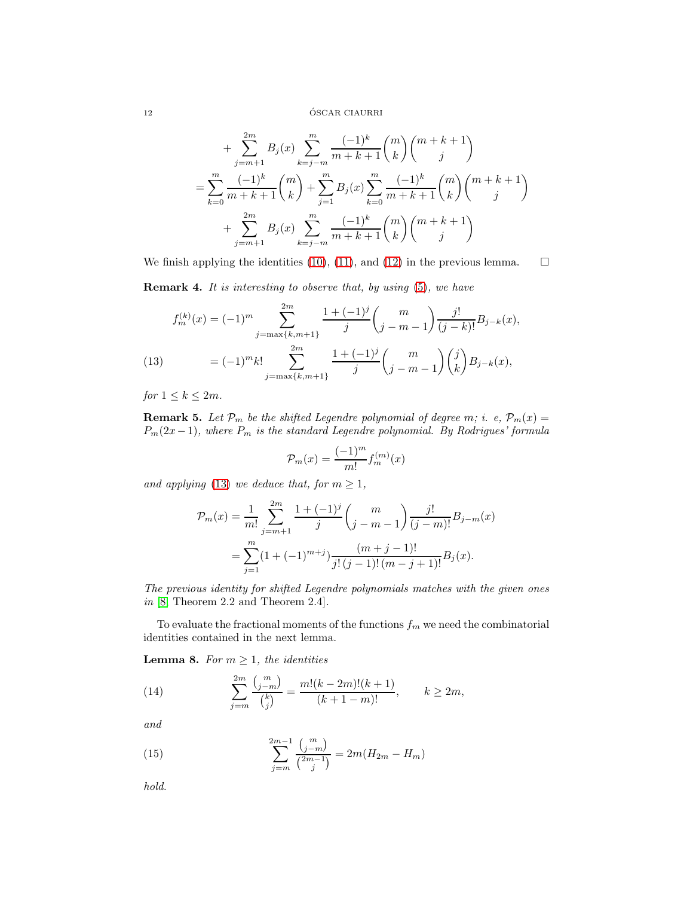$$
\begin{aligned}
&+ \sum_{j=m+1}^{2m} B_j(x) \sum_{k=j-m}^{m} \frac{(-1)^k}{m+k+1}\binom{m}{k}\binom{m+k+1}{j} \\
&= \sum_{k=0}^{m} \frac{(-1)^k}{m+k+1}\binom{m}{k} + \sum_{j=1}^{m} B_j(x) \sum_{k=0}^{m} \frac{(-1)^k}{m+k+1}\binom{m}{k}\binom{m+k+1}{j} \\
&+ \sum_{j=m+1}^{2m} B_j(x) \sum_{k=j-m}^{m} \frac{(-1)^k}{m+k+1}\binom{m}{k}\binom{m+k+1}{j}
\end{aligned}
$$

We finish applying the identities (10), (11), and (12) in the previous lemma. □

**Remark 4.** *It is interesting to observe that, by using (5), we have*

$$
\begin{aligned}
f_m^{(k)}(x) &= (-1)^m \sum_{j=\max\{k,m+1\}}^{2m} \frac{1+(-1)^j}{j}\binom{m}{j-m-1}\frac{j!}{(j-k)!}B_{j-k}(x), \\
&= (-1)^m k! \sum_{j=\max\{k,m+1\}}^{2m} \frac{1+(-1)^j}{j}\binom{m}{j-m-1}\binom{j}{k}B_{j-k}(x), \qquad (13)
\end{aligned}
$$

*for $1 \le k \le 2m$.*

**Remark 5.** *Let $\mathcal{P}_m$ be the shifted Legendre polynomial of degree $m$; i. e, $\mathcal{P}_m(x) = P_m(2x-1)$, where $P_m$ is the standard Legendre polynomial. By Rodrigues' formula*

$$
\mathcal{P}_m(x) = \frac{(-1)^m}{m!} f_m^{(m)}(x)
$$

*and applying (13) we deduce that, for $m \ge 1$,*

$$
\begin{aligned}
\mathcal{P}_m(x) &= \frac{1}{m!} \sum_{j=m+1}^{2m} \frac{1+(-1)^j}{j}\binom{m}{j-m-1}\frac{j!}{(j-m)!}B_{j-m}(x) \\
&= \sum_{j=1}^{m} (1+(-1)^{m+j}) \frac{(m+j-1)!}{j!\,(j-1)!\,(m-j+1)!} B_j(x).
\end{aligned}
$$

*The previous identity for shifted Legendre polynomials matches with the given ones in [8, Theorem 2.2 and Theorem 2.4].*

To evaluate the fractional moments of the functions $f_m$ we need the combinatorial identities contained in the next lemma.

**Lemma 8.** *For $m \ge 1$, the identities*

$$
\sum_{j=m}^{2m} \frac{\binom{m}{j-m}}{\binom{k}{j}} = \frac{m!(k-2m)!(k+1)}{(k+1-m)!}, \qquad k \ge 2m, \qquad (14)
$$

*and*

$$
\sum_{j=m}^{2m-1} \frac{\binom{m}{j-m}}{\binom{2m-1}{j}} = 2m(H_{2m} - H_m) \qquad (15)
$$

*hold.*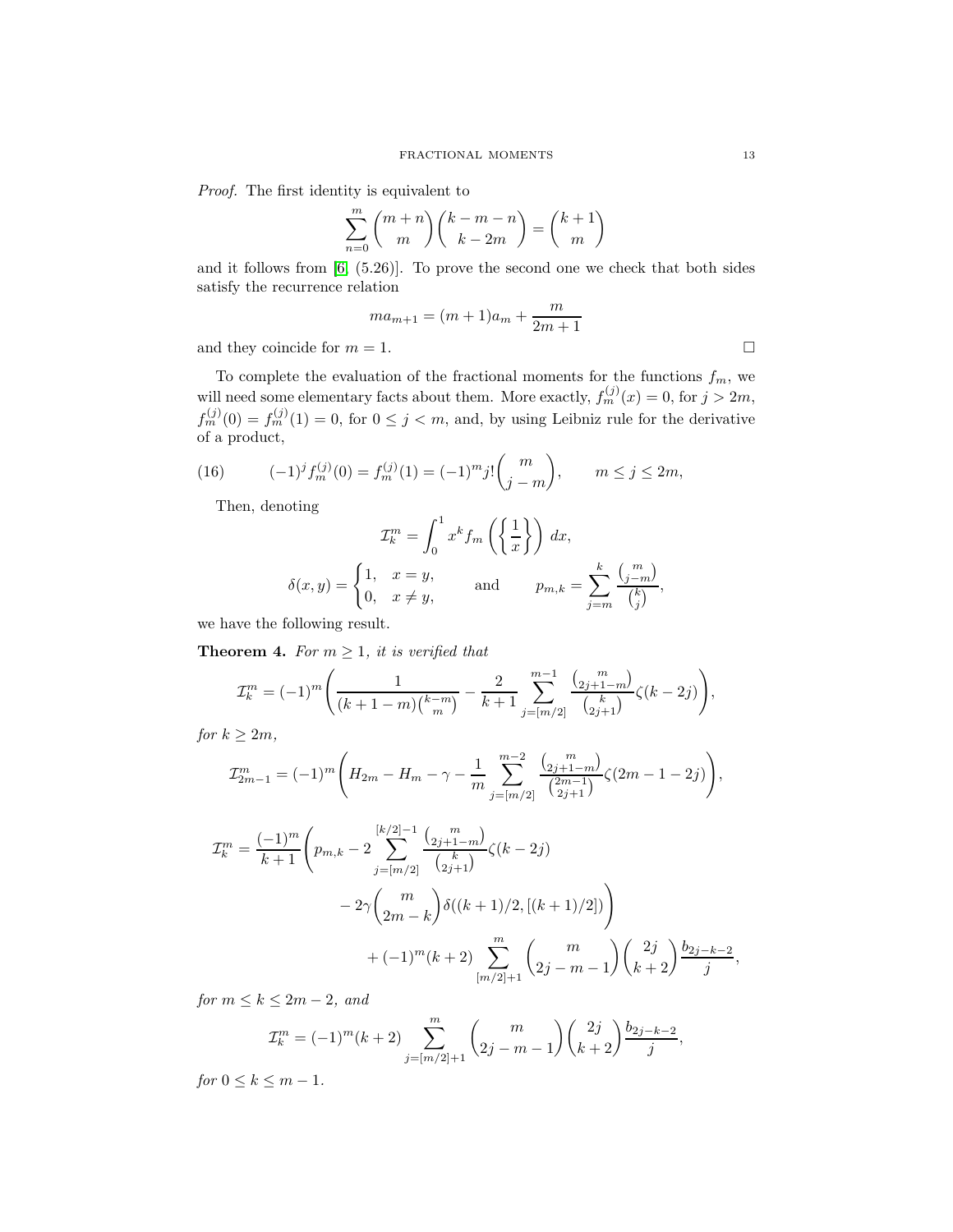*Proof.* The first identity is equivalent to

$$\sum_{n=0}^{m} \binom{m+n}{m} \binom{k-m-n}{k-2m} = \binom{k+1}{m}$$

and it follows from [6, (5.26)]. To prove the second one we check that both sides satisfy the recurrence relation

$$m a_{m+1} = (m+1) a_m + \frac{m}{2m+1}$$

and they coincide for $m = 1$. □

To complete the evaluation of the fractional moments for the functions $f_m$, we will need some elementary facts about them. More exactly, $f_m^{(j)}(x) = 0$, for $j > 2m$, $f_m^{(j)}(0) = f_m^{(j)}(1) = 0$, for $0 \leq j < m$, and, by using Leibniz rule for the derivative of a product,

$$(16) \qquad (-1)^j f_m^{(j)}(0) = f_m^{(j)}(1) = (-1)^m j! \binom{m}{j-m}, \qquad m \leq j \leq 2m,$$

Then, denoting

$$\mathcal{I}_k^m = \int_0^1 x^k f_m\left(\left\{\frac{1}{x}\right\}\right)\, dx,$$

$$\delta(x,y) = \begin{cases} 1, & x = y, \\ 0, & x \neq y, \end{cases} \qquad \text{and} \qquad p_{m,k} = \sum_{j=m}^{k} \frac{\binom{m}{j-m}}{\binom{k}{j}},$$

we have the following result.

**Theorem 4.** *For $m \geq 1$, it is verified that*

$$\mathcal{I}_k^m = (-1)^m \left( \frac{1}{(k+1-m)\binom{k-m}{m}} - \frac{2}{k+1} \sum_{j=[m/2]}^{m-1} \frac{\binom{m}{2j+1-m}}{\binom{k}{2j+1}} \zeta(k-2j) \right),$$

*for $k \geq 2m$,*

$$\mathcal{I}_{2m-1}^m = (-1)^m \left( H_{2m} - H_m - \gamma - \frac{1}{m} \sum_{j=[m/2]}^{m-2} \frac{\binom{m}{2j+1-m}}{\binom{2m-1}{2j+1}} \zeta(2m-1-2j) \right),$$

$$\begin{aligned}
\mathcal{I}_k^m = \frac{(-1)^m}{k+1} \Bigg( & p_{m,k} - 2 \sum_{j=[m/2]}^{[k/2]-1} \frac{\binom{m}{2j+1-m}}{\binom{k}{2j+1}} \zeta(k-2j) \\
& - 2\gamma \binom{m}{2m-k} \delta((k+1)/2, [(k+1)/2]) \Bigg) \\
& + (-1)^m (k+2) \sum_{[m/2]+1}^{m} \binom{m}{2j-m-1} \binom{2j}{k+2} \frac{b_{2j-k-2}}{j},
\end{aligned}$$

*for $m \leq k \leq 2m-2$, and*

$$\mathcal{I}_k^m = (-1)^m (k+2) \sum_{j=[m/2]+1}^{m} \binom{m}{2j-m-1} \binom{2j}{k+2} \frac{b_{2j-k-2}}{j},$$

*for $0 \leq k \leq m-1$.*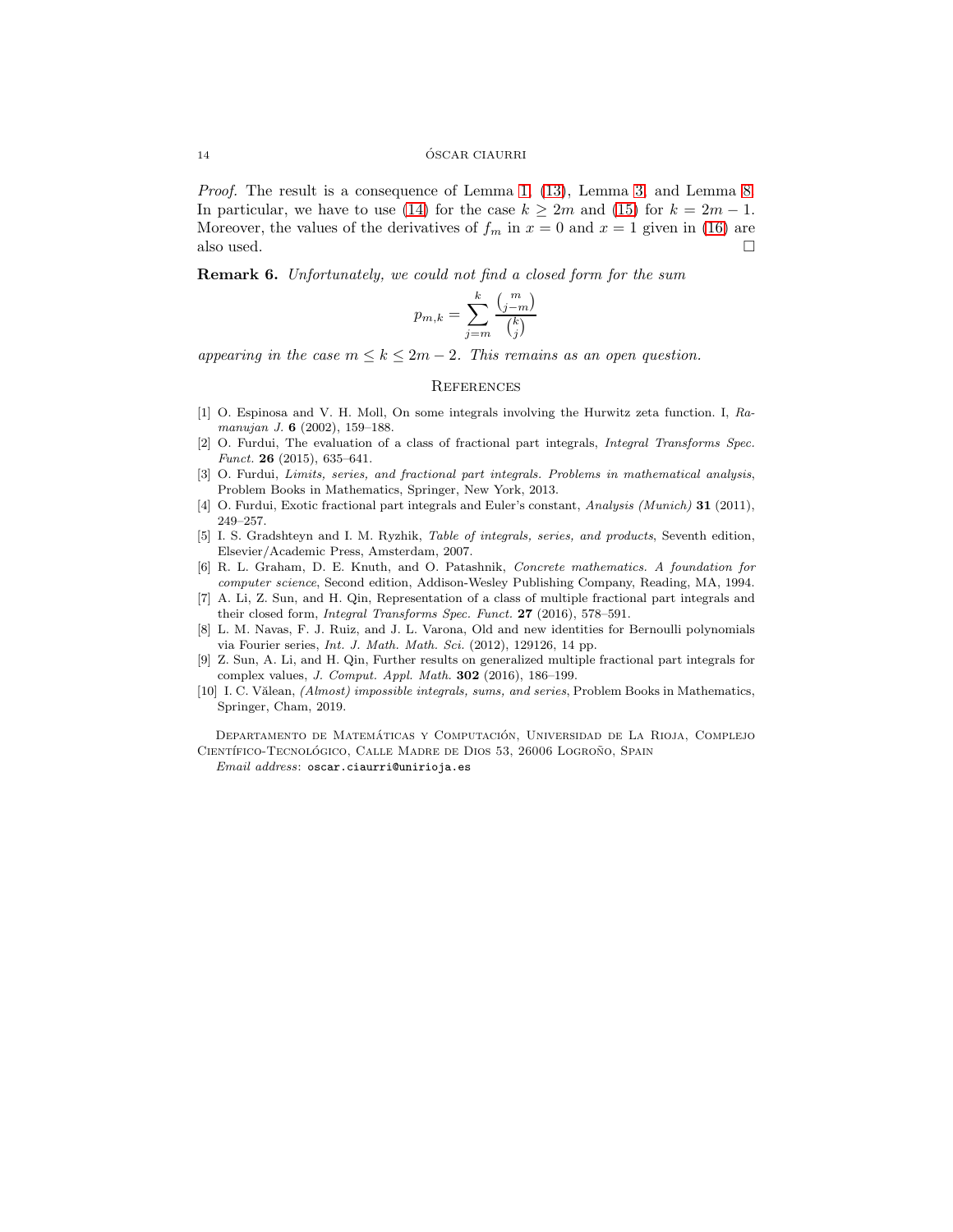*Proof.* The result is a consequence of Lemma 1, (13), Lemma 3, and Lemma 8. In particular, we have to use (14) for the case $k \geq 2m$ and (15) for $k = 2m-1$. Moreover, the values of the derivatives of $f_m$ in $x = 0$ and $x = 1$ given in (16) are also used. □

**Remark 6.** *Unfortunately, we could not find a closed form for the sum*

$$p_{m,k} = \sum_{j=m}^{k} \frac{\binom{m}{j-m}}{\binom{k}{j}}$$

*appearing in the case $m \leq k \leq 2m-2$. This remains as an open question.*

## References

[1] O. Espinosa and V. H. Moll, On some integrals involving the Hurwitz zeta function. I, *Ramanujan J.* **6** (2002), 159–188.

[2] O. Furdui, The evaluation of a class of fractional part integrals, *Integral Transforms Spec. Funct.* **26** (2015), 635–641.

[3] O. Furdui, *Limits, series, and fractional part integrals. Problems in mathematical analysis*, Problem Books in Mathematics, Springer, New York, 2013.

[4] O. Furdui, Exotic fractional part integrals and Euler's constant, *Analysis (Munich)* **31** (2011), 249–257.

[5] I. S. Gradshteyn and I. M. Ryzhik, *Table of integrals, series, and products*, Seventh edition, Elsevier/Academic Press, Amsterdam, 2007.

[6] R. L. Graham, D. E. Knuth, and O. Patashnik, *Concrete mathematics. A foundation for computer science*, Second edition, Addison-Wesley Publishing Company, Reading, MA, 1994.

[7] A. Li, Z. Sun, and H. Qin, Representation of a class of multiple fractional part integrals and their closed form, *Integral Transforms Spec. Funct.* **27** (2016), 578–591.

[8] L. M. Navas, F. J. Ruiz, and J. L. Varona, Old and new identities for Bernoulli polynomials via Fourier series, *Int. J. Math. Math. Sci.* (2012), 129126, 14 pp.

[9] Z. Sun, A. Li, and H. Qin, Further results on generalized multiple fractional part integrals for complex values, *J. Comput. Appl. Math.* **302** (2016), 186–199.

[10] I. C. Vălean, *(Almost) impossible integrals, sums, and series*, Problem Books in Mathematics, Springer, Cham, 2019.

Departamento de Matemáticas y Computación, Universidad de La Rioja, Complejo Científico-Tecnológico, Calle Madre de Dios 53, 26006 Logroño, Spain

*Email address*: oscar.ciaurri@unirioja.es